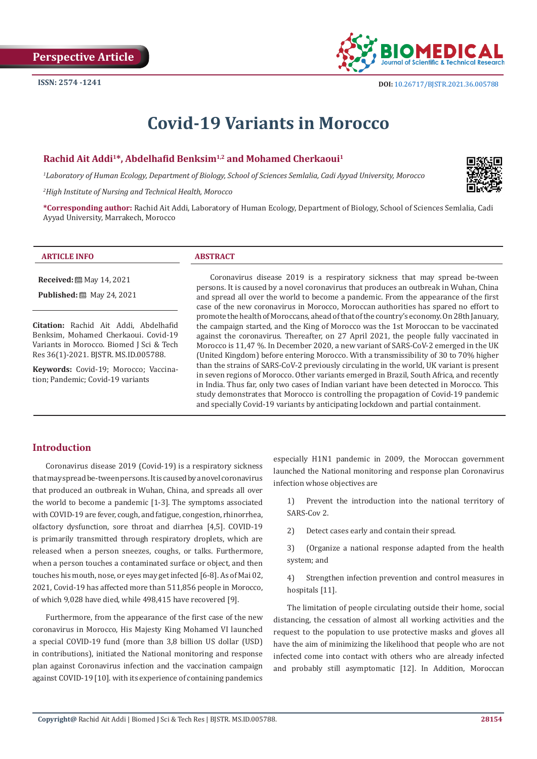Perspective Article

ISSN: 2574 -1241

DOI: 10.26717/BJSTR.2021.36.005788

# Covid-19 Variants in Morocco

**Rachid Ait Addi[1]*, Abdelhafid Benksim[1,2] and Mohamed Cherkaoui[1]**

*[1]Laboratory of Human Ecology, Department of Biology, School of Sciences Semlalia, Cadi Ayyad University, Morocco*

*[2]High Institute of Nursing and Technical Health, Morocco*

**\*Corresponding author:** Rachid Ait Addi, Laboratory of Human Ecology, Department of Biology, School of Sciences Semlalia, Cadi Ayyad University, Marrakech, Morocco

**ARTICLE INFO**

**Received:** May 14, 2021

**Published:** May 24, 2021

**Citation:** Rachid Ait Addi, Abdelhafid Benksim, Mohamed Cherkaoui. Covid-19 Variants in Morocco. Biomed J Sci & Tech Res 36(1)-2021. BJSTR. MS.ID.005788.

**Keywords:** Covid-19; Morocco; Vaccination; Pandemic; Covid-19 variants

**ABSTRACT**

Coronavirus disease 2019 is a respiratory sickness that may spread be-tween persons. It is caused by a novel coronavirus that produces an outbreak in Wuhan, China and spread all over the world to become a pandemic. From the appearance of the first case of the new coronavirus in Morocco, Moroccan authorities has spared no effort to promote the health of Moroccans, ahead of that of the country's economy. On 28th January, the campaign started, and the King of Morocco was the 1st Moroccan to be vaccinated against the coronavirus. Thereafter, on 27 April 2021, the people fully vaccinated in Morocco is 11,47 %. In December 2020, a new variant of SARS-CoV-2 emerged in the UK (United Kingdom) before entering Morocco. With a transmissibility of 30 to 70% higher than the strains of SARS-CoV-2 previously circulating in the world, UK variant is present in seven regions of Morocco. Other variants emerged in Brazil, South Africa, and recently in India. Thus far, only two cases of Indian variant have been detected in Morocco. This study demonstrates that Morocco is controlling the propagation of Covid-19 pandemic and specially Covid-19 variants by anticipating lockdown and partial containment.

## Introduction

Coronavirus disease 2019 (Covid-19) is a respiratory sickness that may spread be-tween persons. It is caused by a novel coronavirus that produced an outbreak in Wuhan, China, and spreads all over the world to become a pandemic [1-3]. The symptoms associated with COVID-19 are fever, cough, and fatigue, congestion, rhinorrhea, olfactory dysfunction, sore throat and diarrhea [4,5]. COVID-19 is primarily transmitted through respiratory droplets, which are released when a person sneezes, coughs, or talks. Furthermore, when a person touches a contaminated surface or object, and then touches his mouth, nose, or eyes may get infected [6-8]. As of Mai 02, 2021, Covid-19 has affected more than 511,856 people in Morocco, of which 9,028 have died, while 498,415 have recovered [9].

Furthermore, from the appearance of the first case of the new coronavirus in Morocco, His Majesty King Mohamed VI launched a special COVID-19 fund (more than 3,8 billion US dollar (USD) in contributions), initiated the National monitoring and response plan against Coronavirus infection and the vaccination campaign against COVID-19 [10]. with its experience of containing pandemics especially H1N1 pandemic in 2009, the Moroccan government launched the National monitoring and response plan Coronavirus infection whose objectives are

1) Prevent the introduction into the national territory of SARS-Cov 2.

2) Detect cases early and contain their spread.

3) (Organize a national response adapted from the health system; and

4) Strengthen infection prevention and control measures in hospitals [11].

The limitation of people circulating outside their home, social distancing, the cessation of almost all working activities and the request to the population to use protective masks and gloves all have the aim of minimizing the likelihood that people who are not infected come into contact with others who are already infected and probably still asymptomatic [12]. In Addition, Moroccan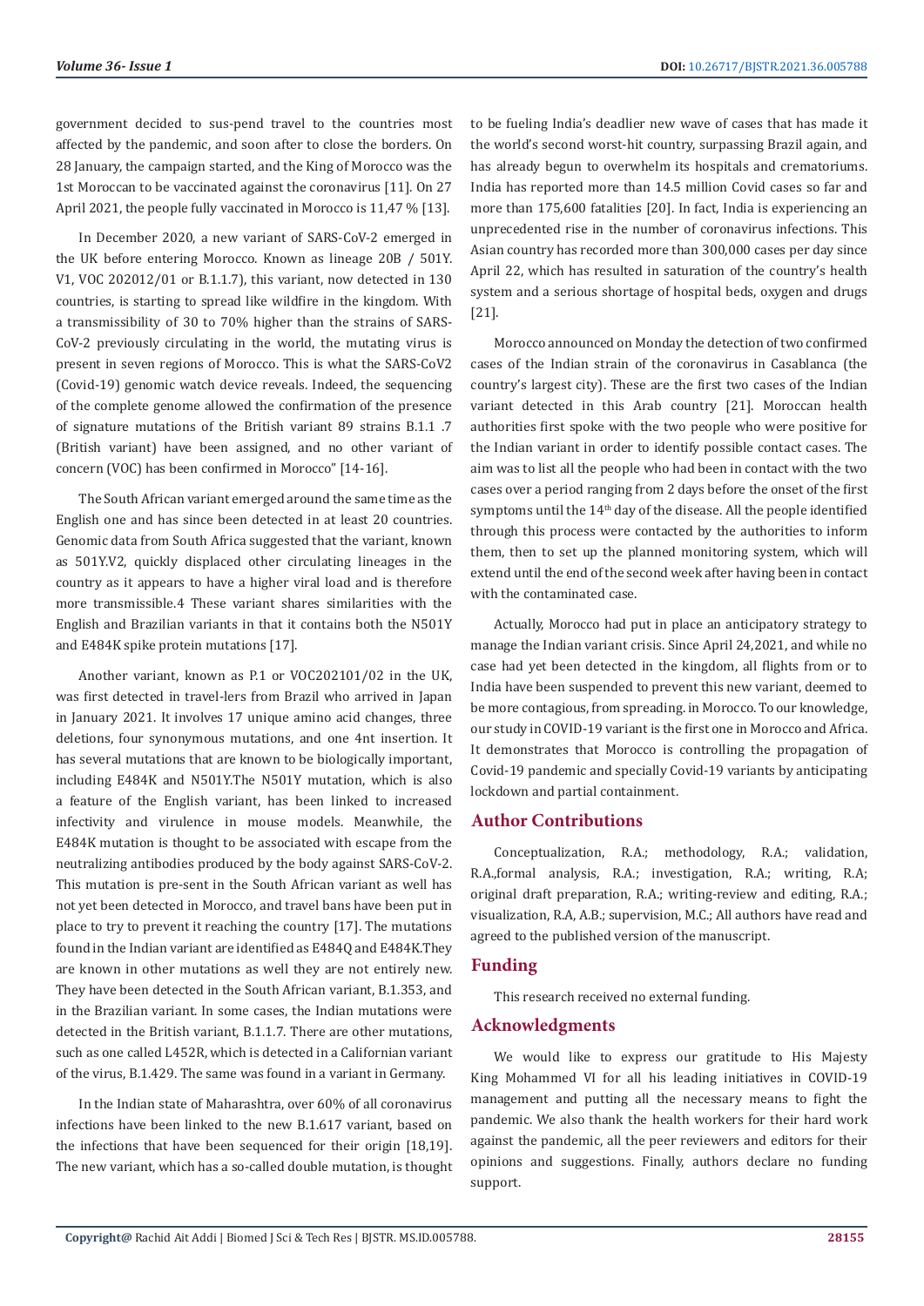government decided to sus-pend travel to the countries most affected by the pandemic, and soon after to close the borders. On 28 January, the campaign started, and the King of Morocco was the 1st Moroccan to be vaccinated against the coronavirus [11]. On 27 April 2021, the people fully vaccinated in Morocco is 11,47 % [13].

In December 2020, a new variant of SARS-CoV-2 emerged in the UK before entering Morocco. Known as lineage 20B / 501Y. V1, VOC 202012/01 or B.1.1.7), this variant, now detected in 130 countries, is starting to spread like wildfire in the kingdom. With a transmissibility of 30 to 70% higher than the strains of SARS-CoV-2 previously circulating in the world, the mutating virus is present in seven regions of Morocco. This is what the SARS-CoV2 (Covid-19) genomic watch device reveals. Indeed, the sequencing of the complete genome allowed the confirmation of the presence of signature mutations of the British variant 89 strains B.1.1 .7 (British variant) have been assigned, and no other variant of concern (VOC) has been confirmed in Morocco" [14-16].

The South African variant emerged around the same time as the English one and has since been detected in at least 20 countries. Genomic data from South Africa suggested that the variant, known as 501Y.V2, quickly displaced other circulating lineages in the country as it appears to have a higher viral load and is therefore more transmissible.4 These variant shares similarities with the English and Brazilian variants in that it contains both the N501Y and E484K spike protein mutations [17].

Another variant, known as P.1 or VOC202101/02 in the UK, was first detected in travel-lers from Brazil who arrived in Japan in January 2021. It involves 17 unique amino acid changes, three deletions, four synonymous mutations, and one 4nt insertion. It has several mutations that are known to be biologically important, including E484K and N501Y.The N501Y mutation, which is also a feature of the English variant, has been linked to increased infectivity and virulence in mouse models. Meanwhile, the E484K mutation is thought to be associated with escape from the neutralizing antibodies produced by the body against SARS-CoV-2. This mutation is pre-sent in the South African variant as well has not yet been detected in Morocco, and travel bans have been put in place to try to prevent it reaching the country [17]. The mutations found in the Indian variant are identified as E484Q and E484K.They are known in other mutations as well they are not entirely new. They have been detected in the South African variant, B.1.353, and in the Brazilian variant. In some cases, the Indian mutations were detected in the British variant, B.1.1.7. There are other mutations, such as one called L452R, which is detected in a Californian variant of the virus, B.1.429. The same was found in a variant in Germany.

In the Indian state of Maharashtra, over 60% of all coronavirus infections have been linked to the new B.1.617 variant, based on the infections that have been sequenced for their origin [18,19]. The new variant, which has a so-called double mutation, is thought to be fueling India's deadlier new wave of cases that has made it the world's second worst-hit country, surpassing Brazil again, and has already begun to overwhelm its hospitals and crematoriums. India has reported more than 14.5 million Covid cases so far and more than 175,600 fatalities [20]. In fact, India is experiencing an unprecedented rise in the number of coronavirus infections. This Asian country has recorded more than 300,000 cases per day since April 22, which has resulted in saturation of the country's health system and a serious shortage of hospital beds, oxygen and drugs [21].

Morocco announced on Monday the detection of two confirmed cases of the Indian strain of the coronavirus in Casablanca (the country's largest city). These are the first two cases of the Indian variant detected in this Arab country [21]. Moroccan health authorities first spoke with the two people who were positive for the Indian variant in order to identify possible contact cases. The aim was to list all the people who had been in contact with the two cases over a period ranging from 2 days before the onset of the first symptoms until the 14th day of the disease. All the people identified through this process were contacted by the authorities to inform them, then to set up the planned monitoring system, which will extend until the end of the second week after having been in contact with the contaminated case.

Actually, Morocco had put in place an anticipatory strategy to manage the Indian variant crisis. Since April 24,2021, and while no case had yet been detected in the kingdom, all flights from or to India have been suspended to prevent this new variant, deemed to be more contagious, from spreading. in Morocco. To our knowledge, our study in COVID-19 variant is the first one in Morocco and Africa. It demonstrates that Morocco is controlling the propagation of Covid-19 pandemic and specially Covid-19 variants by anticipating lockdown and partial containment.

## Author Contributions

Conceptualization, R.A.; methodology, R.A.; validation, R.A.,formal analysis, R.A.; investigation, R.A.; writing, R.A; original draft preparation, R.A.; writing-review and editing, R.A.; visualization, R.A, A.B.; supervision, M.C.; All authors have read and agreed to the published version of the manuscript.

## Funding

This research received no external funding.

## Acknowledgments

We would like to express our gratitude to His Majesty King Mohammed VI for all his leading initiatives in COVID-19 management and putting all the necessary means to fight the pandemic. We also thank the health workers for their hard work against the pandemic, all the peer reviewers and editors for their opinions and suggestions. Finally, authors declare no funding support.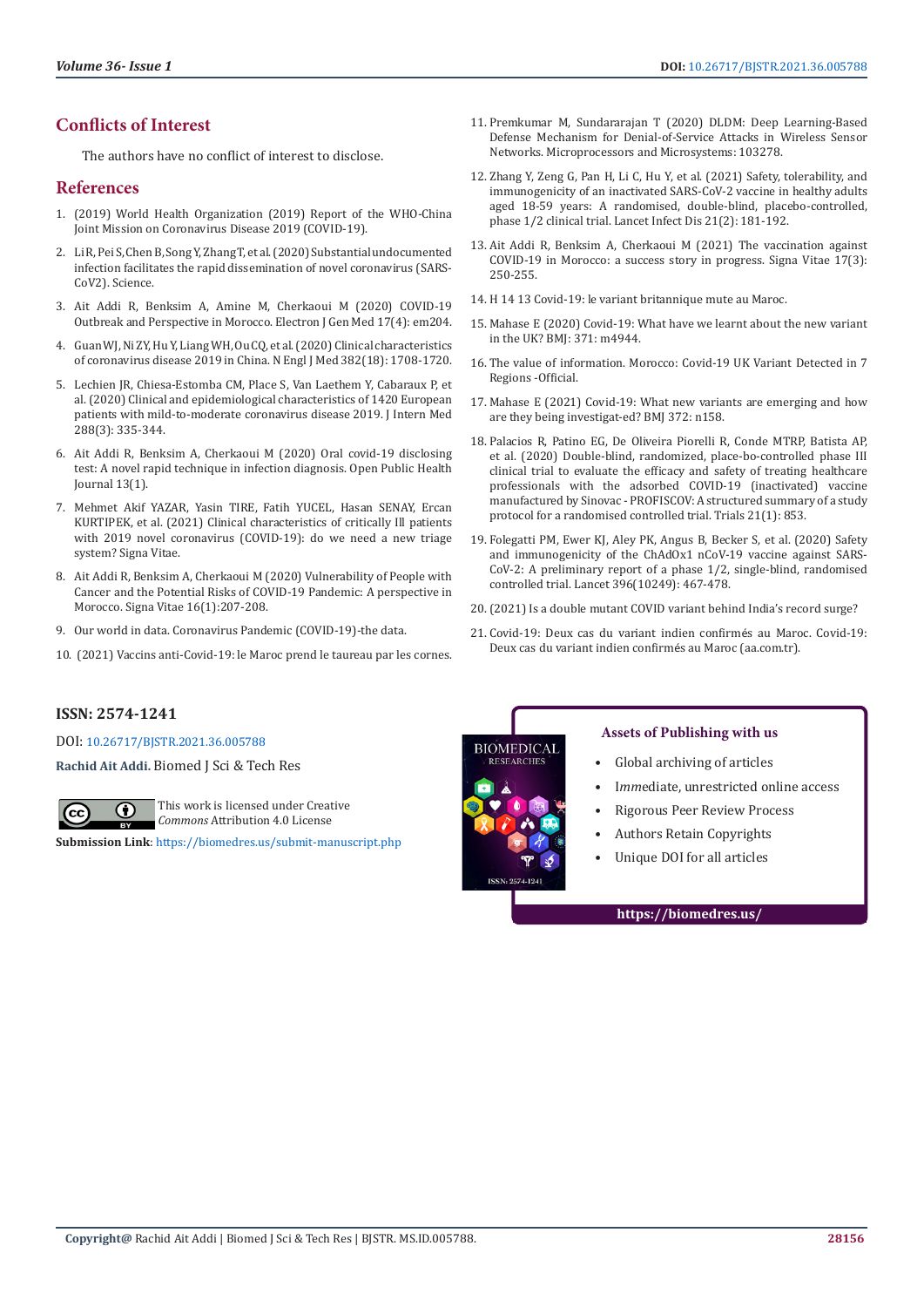## Conflicts of Interest

The authors have no conflict of interest to disclose.

## References

1. (2019) World Health Organization (2019) Report of the WHO-China Joint Mission on Coronavirus Disease 2019 (COVID-19).
2. Li R, Pei S, Chen B, Song Y, Zhang T, et al. (2020) Substantial undocumented infection facilitates the rapid dissemination of novel coronavirus (SARS-CoV2). Science.
3. Ait Addi R, Benksim A, Amine M, Cherkaoui M (2020) COVID-19 Outbreak and Perspective in Morocco. Electron J Gen Med 17(4): em204.
4. Guan WJ, Ni ZY, Hu Y, Liang WH, Ou CQ, et al. (2020) Clinical characteristics of coronavirus disease 2019 in China. N Engl J Med 382(18): 1708-1720.
5. Lechien JR, Chiesa-Estomba CM, Place S, Van Laethem Y, Cabaraux P, et al. (2020) Clinical and epidemiological characteristics of 1420 European patients with mild-to-moderate coronavirus disease 2019. J Intern Med 288(3): 335-344.
6. Ait Addi R, Benksim A, Cherkaoui M (2020) Oral covid-19 disclosing test: A novel rapid technique in infection diagnosis. Open Public Health Journal 13(1).
7. Mehmet Akif YAZAR, Yasin TIRE, Fatih YUCEL, Hasan SENAY, Ercan KURTIPEK, et al. (2021) Clinical characteristics of critically Ill patients with 2019 novel coronavirus (COVID-19): do we need a new triage system? Signa Vitae.
8. Ait Addi R, Benksim A, Cherkaoui M (2020) Vulnerability of People with Cancer and the Potential Risks of COVID-19 Pandemic: A perspective in Morocco. Signa Vitae 16(1):207-208.
9. Our world in data. Coronavirus Pandemic (COVID-19)-the data.
10. (2021) Vaccins anti-Covid-19: le Maroc prend le taureau par les cornes.
11. Premkumar M, Sundararajan T (2020) DLDM: Deep Learning-Based Defense Mechanism for Denial-of-Service Attacks in Wireless Sensor Networks. Microprocessors and Microsystems: 103278.
12. Zhang Y, Zeng G, Pan H, Li C, Hu Y, et al. (2021) Safety, tolerability, and immunogenicity of an inactivated SARS-CoV-2 vaccine in healthy adults aged 18-59 years: A randomised, double-blind, placebo-controlled, phase 1/2 clinical trial. Lancet Infect Dis 21(2): 181-192.
13. Ait Addi R, Benksim A, Cherkaoui M (2021) The vaccination against COVID-19 in Morocco: a success story in progress. Signa Vitae 17(3): 250-255.
14. H 14 13 Covid-19: le variant britannique mute au Maroc.
15. Mahase E (2020) Covid-19: What have we learnt about the new variant in the UK? BMJ: 371: m4944.
16. The value of information. Morocco: Covid-19 UK Variant Detected in 7 Regions -Official.
17. Mahase E (2021) Covid-19: What new variants are emerging and how are they being investigat-ed? BMJ 372: n158.
18. Palacios R, Patino EG, De Oliveira Piorelli R, Conde MTRP, Batista AP, et al. (2020) Double-blind, randomized, place-bo-controlled phase III clinical trial to evaluate the efficacy and safety of treating healthcare professionals with the adsorbed COVID-19 (inactivated) vaccine manufactured by Sinovac - PROFISCOV: A structured summary of a study protocol for a randomised controlled trial. Trials 21(1): 853.
19. Folegatti PM, Ewer KJ, Aley PK, Angus B, Becker S, et al. (2020) Safety and immunogenicity of the ChAdOx1 nCoV-19 vaccine against SARS-CoV-2: A preliminary report of a phase 1/2, single-blind, randomised controlled trial. Lancet 396(10249): 467-478.
20. (2021) Is a double mutant COVID variant behind India's record surge?
21. Covid-19: Deux cas du variant indien confirmés au Maroc. Covid-19: Deux cas du variant indien confirmés au Maroc (aa.com.tr).

**ISSN: 2574-1241**

DOI: 10.26717/BJSTR.2021.36.005788

**Rachid Ait Addi.** Biomed J Sci & Tech Res

This work is licensed under Creative *Commons* Attribution 4.0 License

**Submission Link**: https://biomedres.us/submit-manuscript.php

**Assets of Publishing with us**

- Global archiving of articles
- Immediate, unrestricted online access
- Rigorous Peer Review Process
- Authors Retain Copyrights
- Unique DOI for all articles

**https://biomedres.us/**